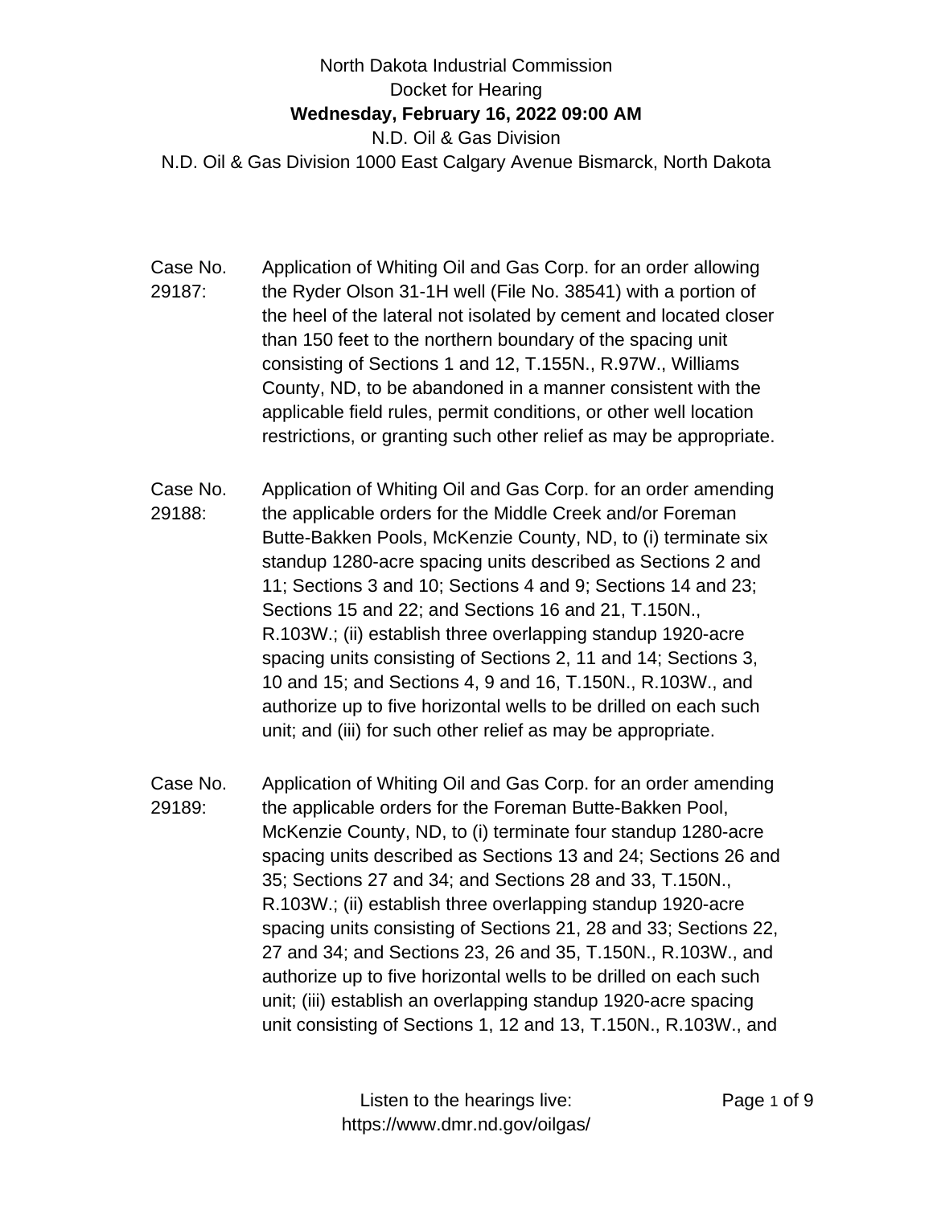North Dakota Industrial Commission
Docket for Hearing
**Wednesday, February 16, 2022 09:00 AM**
N.D. Oil & Gas Division
N.D. Oil & Gas Division 1000 East Calgary Avenue Bismarck, North Dakota

Case No. 29187: Application of Whiting Oil and Gas Corp. for an order allowing the Ryder Olson 31-1H well (File No. 38541) with a portion of the heel of the lateral not isolated by cement and located closer than 150 feet to the northern boundary of the spacing unit consisting of Sections 1 and 12, T.155N., R.97W., Williams County, ND, to be abandoned in a manner consistent with the applicable field rules, permit conditions, or other well location restrictions, or granting such other relief as may be appropriate.

Case No. 29188: Application of Whiting Oil and Gas Corp. for an order amending the applicable orders for the Middle Creek and/or Foreman Butte-Bakken Pools, McKenzie County, ND, to (i) terminate six standup 1280-acre spacing units described as Sections 2 and 11; Sections 3 and 10; Sections 4 and 9; Sections 14 and 23; Sections 15 and 22; and Sections 16 and 21, T.150N., R.103W.; (ii) establish three overlapping standup 1920-acre spacing units consisting of Sections 2, 11 and 14; Sections 3, 10 and 15; and Sections 4, 9 and 16, T.150N., R.103W., and authorize up to five horizontal wells to be drilled on each such unit; and (iii) for such other relief as may be appropriate.

Case No. 29189: Application of Whiting Oil and Gas Corp. for an order amending the applicable orders for the Foreman Butte-Bakken Pool, McKenzie County, ND, to (i) terminate four standup 1280-acre spacing units described as Sections 13 and 24; Sections 26 and 35; Sections 27 and 34; and Sections 28 and 33, T.150N., R.103W.; (ii) establish three overlapping standup 1920-acre spacing units consisting of Sections 21, 28 and 33; Sections 22, 27 and 34; and Sections 23, 26 and 35, T.150N., R.103W., and authorize up to five horizontal wells to be drilled on each such unit; (iii) establish an overlapping standup 1920-acre spacing unit consisting of Sections 1, 12 and 13, T.150N., R.103W., and

Listen to the hearings live:
https://www.dmr.nd.gov/oilgas/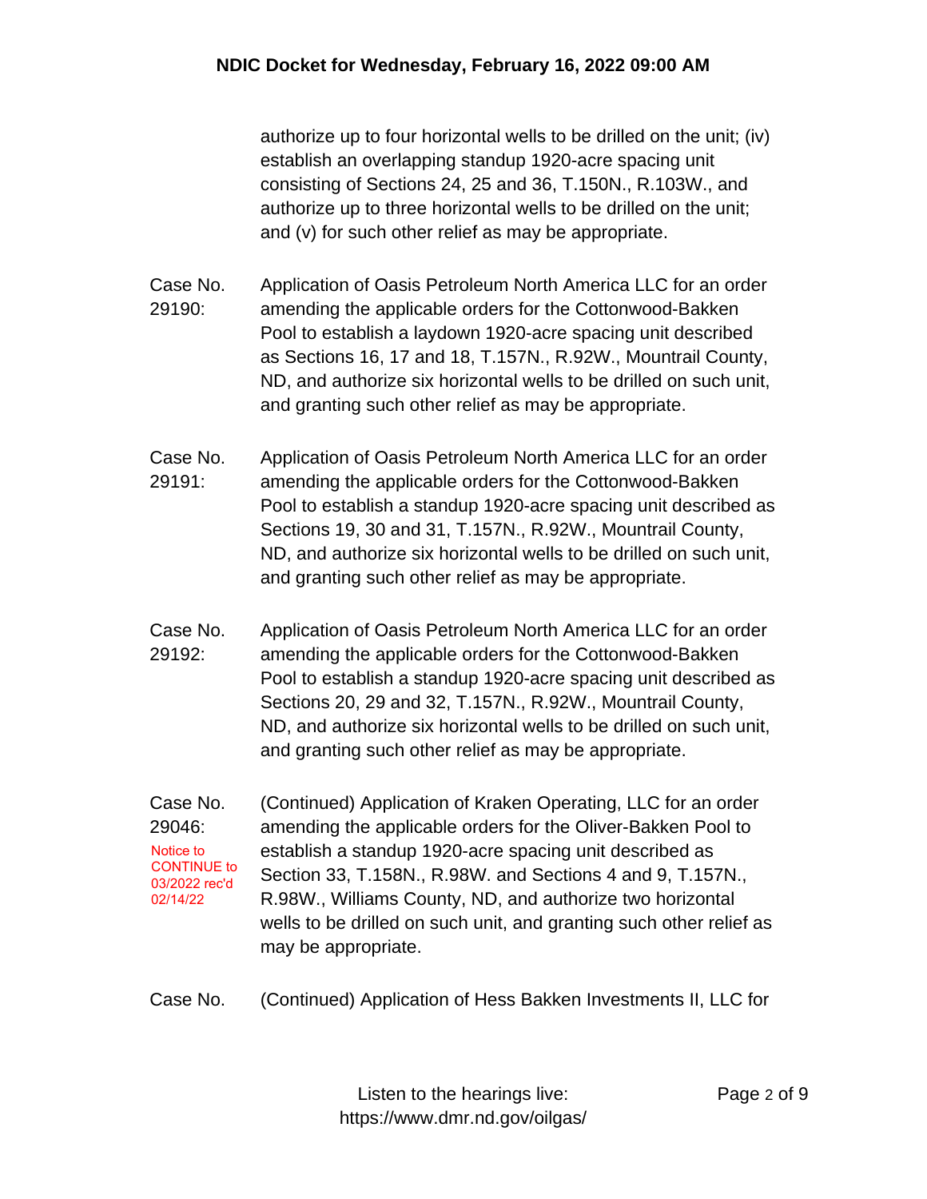authorize up to four horizontal wells to be drilled on the unit; (iv) establish an overlapping standup 1920-acre spacing unit consisting of Sections 24, 25 and 36, T.150N., R.103W., and authorize up to three horizontal wells to be drilled on the unit; and (v) for such other relief as may be appropriate.

**Case No. 29190:** Application of Oasis Petroleum North America LLC for an order amending the applicable orders for the Cottonwood-Bakken Pool to establish a laydown 1920-acre spacing unit described as Sections 16, 17 and 18, T.157N., R.92W., Mountrail County, ND, and authorize six horizontal wells to be drilled on such unit, and granting such other relief as may be appropriate.

**Case No. 29191:** Application of Oasis Petroleum North America LLC for an order amending the applicable orders for the Cottonwood-Bakken Pool to establish a standup 1920-acre spacing unit described as Sections 19, 30 and 31, T.157N., R.92W., Mountrail County, ND, and authorize six horizontal wells to be drilled on such unit, and granting such other relief as may be appropriate.

**Case No. 29192:** Application of Oasis Petroleum North America LLC for an order amending the applicable orders for the Cottonwood-Bakken Pool to establish a standup 1920-acre spacing unit described as Sections 20, 29 and 32, T.157N., R.92W., Mountrail County, ND, and authorize six horizontal wells to be drilled on such unit, and granting such other relief as may be appropriate.

**Case No. 29046:** (Continued) Application of Kraken Operating, LLC for an order amending the applicable orders for the Oliver-Bakken Pool to establish a standup 1920-acre spacing unit described as Section 33, T.158N., R.98W. and Sections 4 and 9, T.157N., R.98W., Williams County, ND, and authorize two horizontal wells to be drilled on such unit, and granting such other relief as may be appropriate.

Notice to CONTINUE to 03/2022 rec'd 02/14/22

**Case No.** (Continued) Application of Hess Bakken Investments II, LLC for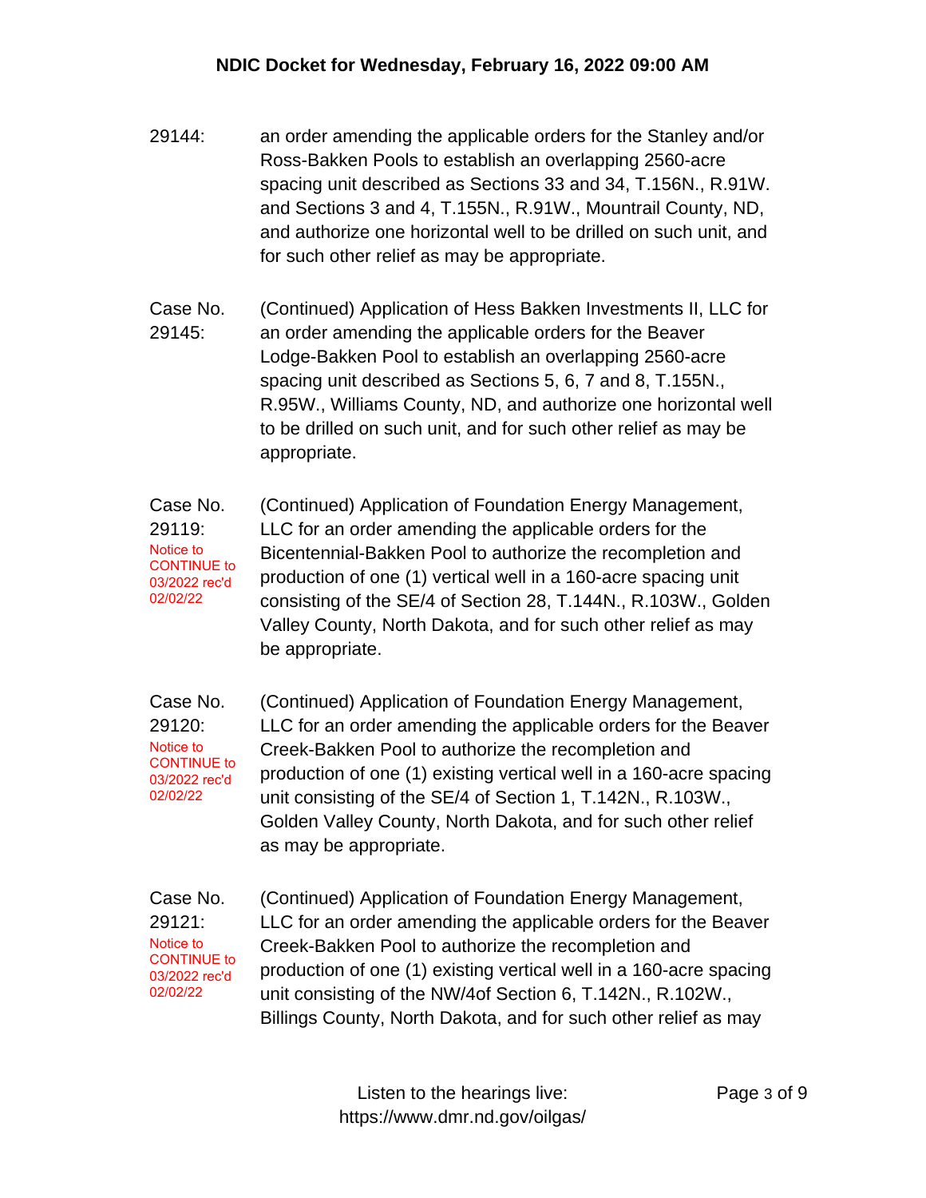29144: an order amending the applicable orders for the Stanley and/or Ross-Bakken Pools to establish an overlapping 2560-acre spacing unit described as Sections 33 and 34, T.156N., R.91W. and Sections 3 and 4, T.155N., R.91W., Mountrail County, ND, and authorize one horizontal well to be drilled on such unit, and for such other relief as may be appropriate.

Case No. 29145: (Continued) Application of Hess Bakken Investments II, LLC for an order amending the applicable orders for the Beaver Lodge-Bakken Pool to establish an overlapping 2560-acre spacing unit described as Sections 5, 6, 7 and 8, T.155N., R.95W., Williams County, ND, and authorize one horizontal well to be drilled on such unit, and for such other relief as may be appropriate.

Case No. 29119: Notice to CONTINUE to 03/2022 rec'd 02/02/22

(Continued) Application of Foundation Energy Management, LLC for an order amending the applicable orders for the Bicentennial-Bakken Pool to authorize the recompletion and production of one (1) vertical well in a 160-acre spacing unit consisting of the SE/4 of Section 28, T.144N., R.103W., Golden Valley County, North Dakota, and for such other relief as may be appropriate.

Case No. 29120: Notice to CONTINUE to 03/2022 rec'd 02/02/22

(Continued) Application of Foundation Energy Management, LLC for an order amending the applicable orders for the Beaver Creek-Bakken Pool to authorize the recompletion and production of one (1) existing vertical well in a 160-acre spacing unit consisting of the SE/4 of Section 1, T.142N., R.103W., Golden Valley County, North Dakota, and for such other relief as may be appropriate.

Case No. 29121: Notice to CONTINUE to 03/2022 rec'd 02/02/22

(Continued) Application of Foundation Energy Management, LLC for an order amending the applicable orders for the Beaver Creek-Bakken Pool to authorize the recompletion and production of one (1) existing vertical well in a 160-acre spacing unit consisting of the NW/4of Section 6, T.142N., R.102W., Billings County, North Dakota, and for such other relief as may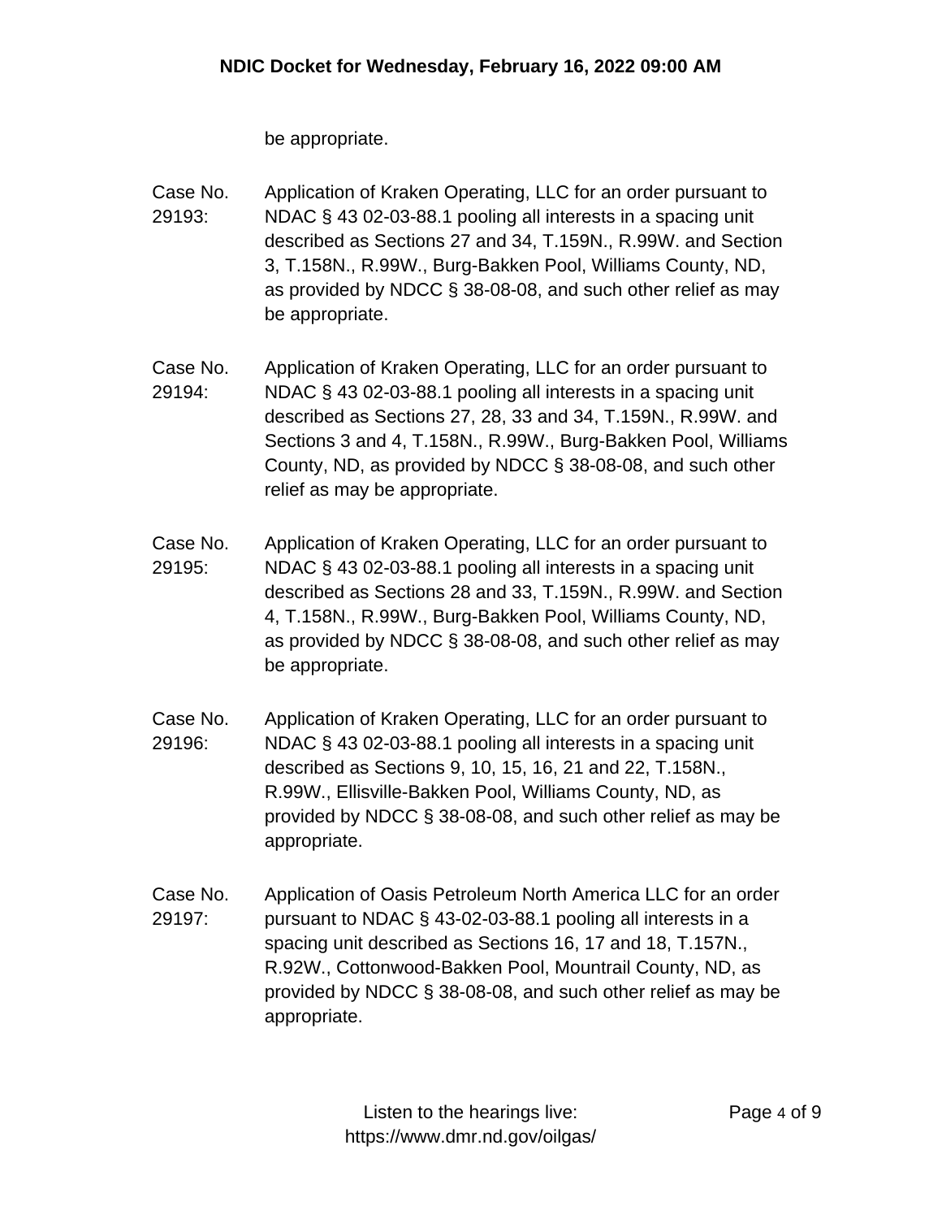be appropriate.

Case No. 29193: Application of Kraken Operating, LLC for an order pursuant to NDAC § 43 02-03-88.1 pooling all interests in a spacing unit described as Sections 27 and 34, T.159N., R.99W. and Section 3, T.158N., R.99W., Burg-Bakken Pool, Williams County, ND, as provided by NDCC § 38-08-08, and such other relief as may be appropriate.

Case No. 29194: Application of Kraken Operating, LLC for an order pursuant to NDAC § 43 02-03-88.1 pooling all interests in a spacing unit described as Sections 27, 28, 33 and 34, T.159N., R.99W. and Sections 3 and 4, T.158N., R.99W., Burg-Bakken Pool, Williams County, ND, as provided by NDCC § 38-08-08, and such other relief as may be appropriate.

Case No. 29195: Application of Kraken Operating, LLC for an order pursuant to NDAC § 43 02-03-88.1 pooling all interests in a spacing unit described as Sections 28 and 33, T.159N., R.99W. and Section 4, T.158N., R.99W., Burg-Bakken Pool, Williams County, ND, as provided by NDCC § 38-08-08, and such other relief as may be appropriate.

Case No. 29196: Application of Kraken Operating, LLC for an order pursuant to NDAC § 43 02-03-88.1 pooling all interests in a spacing unit described as Sections 9, 10, 15, 16, 21 and 22, T.158N., R.99W., Ellisville-Bakken Pool, Williams County, ND, as provided by NDCC § 38-08-08, and such other relief as may be appropriate.

Case No. 29197: Application of Oasis Petroleum North America LLC for an order pursuant to NDAC § 43-02-03-88.1 pooling all interests in a spacing unit described as Sections 16, 17 and 18, T.157N., R.92W., Cottonwood-Bakken Pool, Mountrail County, ND, as provided by NDCC § 38-08-08, and such other relief as may be appropriate.

Listen to the hearings live: https://www.dmr.nd.gov/oilgas/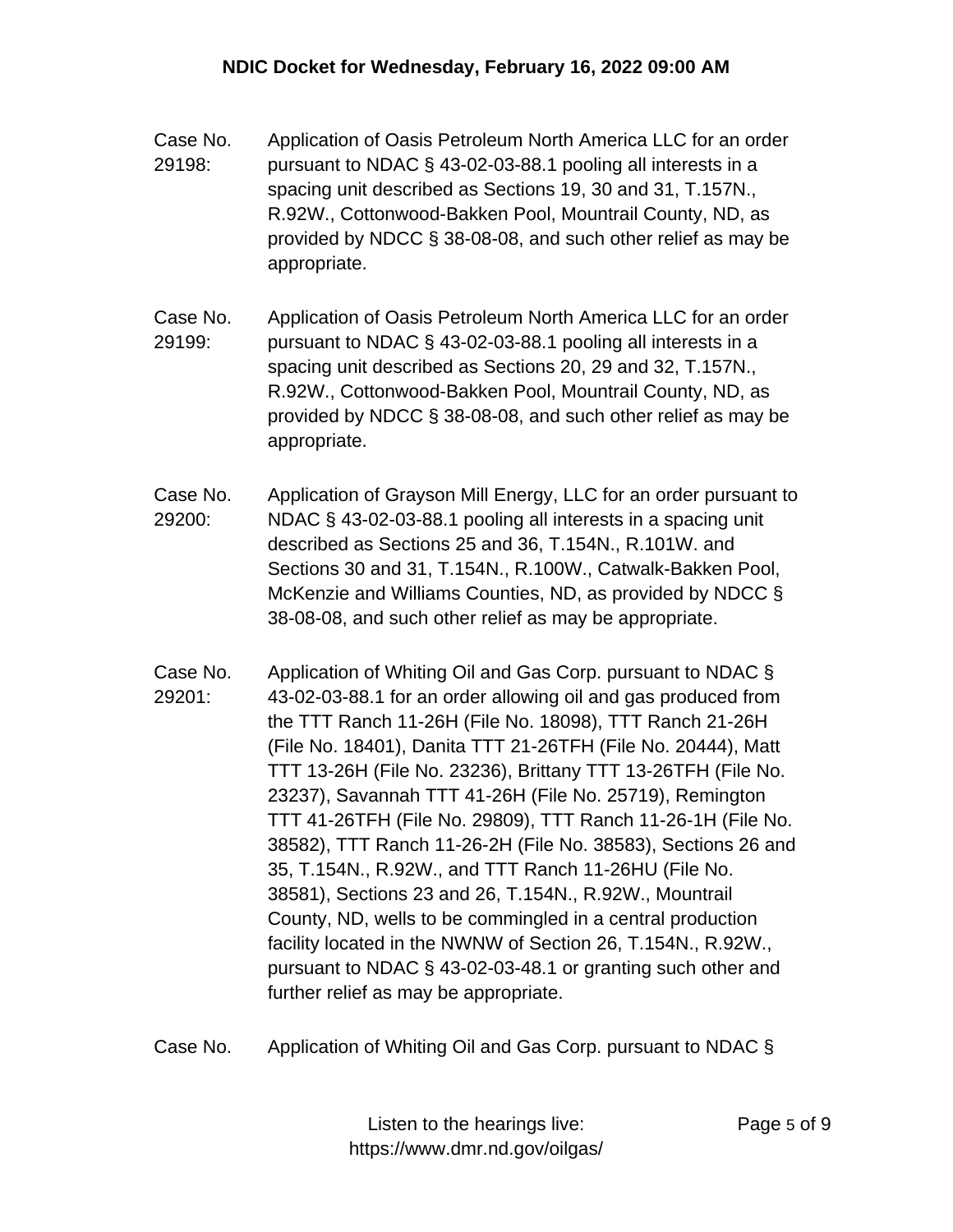Case No. 29198: Application of Oasis Petroleum North America LLC for an order pursuant to NDAC § 43-02-03-88.1 pooling all interests in a spacing unit described as Sections 19, 30 and 31, T.157N., R.92W., Cottonwood-Bakken Pool, Mountrail County, ND, as provided by NDCC § 38-08-08, and such other relief as may be appropriate.

Case No. 29199: Application of Oasis Petroleum North America LLC for an order pursuant to NDAC § 43-02-03-88.1 pooling all interests in a spacing unit described as Sections 20, 29 and 32, T.157N., R.92W., Cottonwood-Bakken Pool, Mountrail County, ND, as provided by NDCC § 38-08-08, and such other relief as may be appropriate.

Case No. 29200: Application of Grayson Mill Energy, LLC for an order pursuant to NDAC § 43-02-03-88.1 pooling all interests in a spacing unit described as Sections 25 and 36, T.154N., R.101W. and Sections 30 and 31, T.154N., R.100W., Catwalk-Bakken Pool, McKenzie and Williams Counties, ND, as provided by NDCC § 38-08-08, and such other relief as may be appropriate.

Case No. 29201: Application of Whiting Oil and Gas Corp. pursuant to NDAC § 43-02-03-88.1 for an order allowing oil and gas produced from the TTT Ranch 11-26H (File No. 18098), TTT Ranch 21-26H (File No. 18401), Danita TTT 21-26TFH (File No. 20444), Matt TTT 13-26H (File No. 23236), Brittany TTT 13-26TFH (File No. 23237), Savannah TTT 41-26H (File No. 25719), Remington TTT 41-26TFH (File No. 29809), TTT Ranch 11-26-1H (File No. 38582), TTT Ranch 11-26-2H (File No. 38583), Sections 26 and 35, T.154N., R.92W., and TTT Ranch 11-26HU (File No. 38581), Sections 23 and 26, T.154N., R.92W., Mountrail County, ND, wells to be commingled in a central production facility located in the NWNW of Section 26, T.154N., R.92W., pursuant to NDAC § 43-02-03-48.1 or granting such other and further relief as may be appropriate.

Case No. Application of Whiting Oil and Gas Corp. pursuant to NDAC §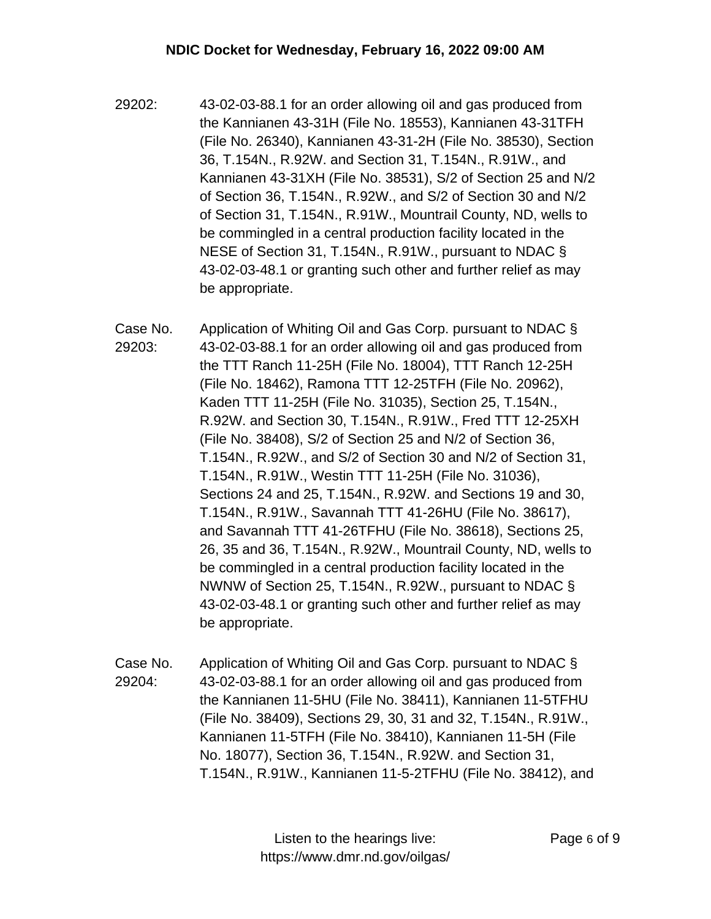29202: 43-02-03-88.1 for an order allowing oil and gas produced from the Kannianen 43-31H (File No. 18553), Kannianen 43-31TFH (File No. 26340), Kannianen 43-31-2H (File No. 38530), Section 36, T.154N., R.92W. and Section 31, T.154N., R.91W., and Kannianen 43-31XH (File No. 38531), S/2 of Section 25 and N/2 of Section 36, T.154N., R.92W., and S/2 of Section 30 and N/2 of Section 31, T.154N., R.91W., Mountrail County, ND, wells to be commingled in a central production facility located in the NESE of Section 31, T.154N., R.91W., pursuant to NDAC § 43-02-03-48.1 or granting such other and further relief as may be appropriate.

Case No. 29203: Application of Whiting Oil and Gas Corp. pursuant to NDAC § 43-02-03-88.1 for an order allowing oil and gas produced from the TTT Ranch 11-25H (File No. 18004), TTT Ranch 12-25H (File No. 18462), Ramona TTT 12-25TFH (File No. 20962), Kaden TTT 11-25H (File No. 31035), Section 25, T.154N., R.92W. and Section 30, T.154N., R.91W., Fred TTT 12-25XH (File No. 38408), S/2 of Section 25 and N/2 of Section 36, T.154N., R.92W., and S/2 of Section 30 and N/2 of Section 31, T.154N., R.91W., Westin TTT 11-25H (File No. 31036), Sections 24 and 25, T.154N., R.92W. and Sections 19 and 30, T.154N., R.91W., Savannah TTT 41-26HU (File No. 38617), and Savannah TTT 41-26TFHU (File No. 38618), Sections 25, 26, 35 and 36, T.154N., R.92W., Mountrail County, ND, wells to be commingled in a central production facility located in the NWNW of Section 25, T.154N., R.92W., pursuant to NDAC § 43-02-03-48.1 or granting such other and further relief as may be appropriate.

Case No. 29204: Application of Whiting Oil and Gas Corp. pursuant to NDAC § 43-02-03-88.1 for an order allowing oil and gas produced from the Kannianen 11-5HU (File No. 38411), Kannianen 11-5TFHU (File No. 38409), Sections 29, 30, 31 and 32, T.154N., R.91W., Kannianen 11-5TFH (File No. 38410), Kannianen 11-5H (File No. 18077), Section 36, T.154N., R.92W. and Section 31, T.154N., R.91W., Kannianen 11-5-2TFHU (File No. 38412), and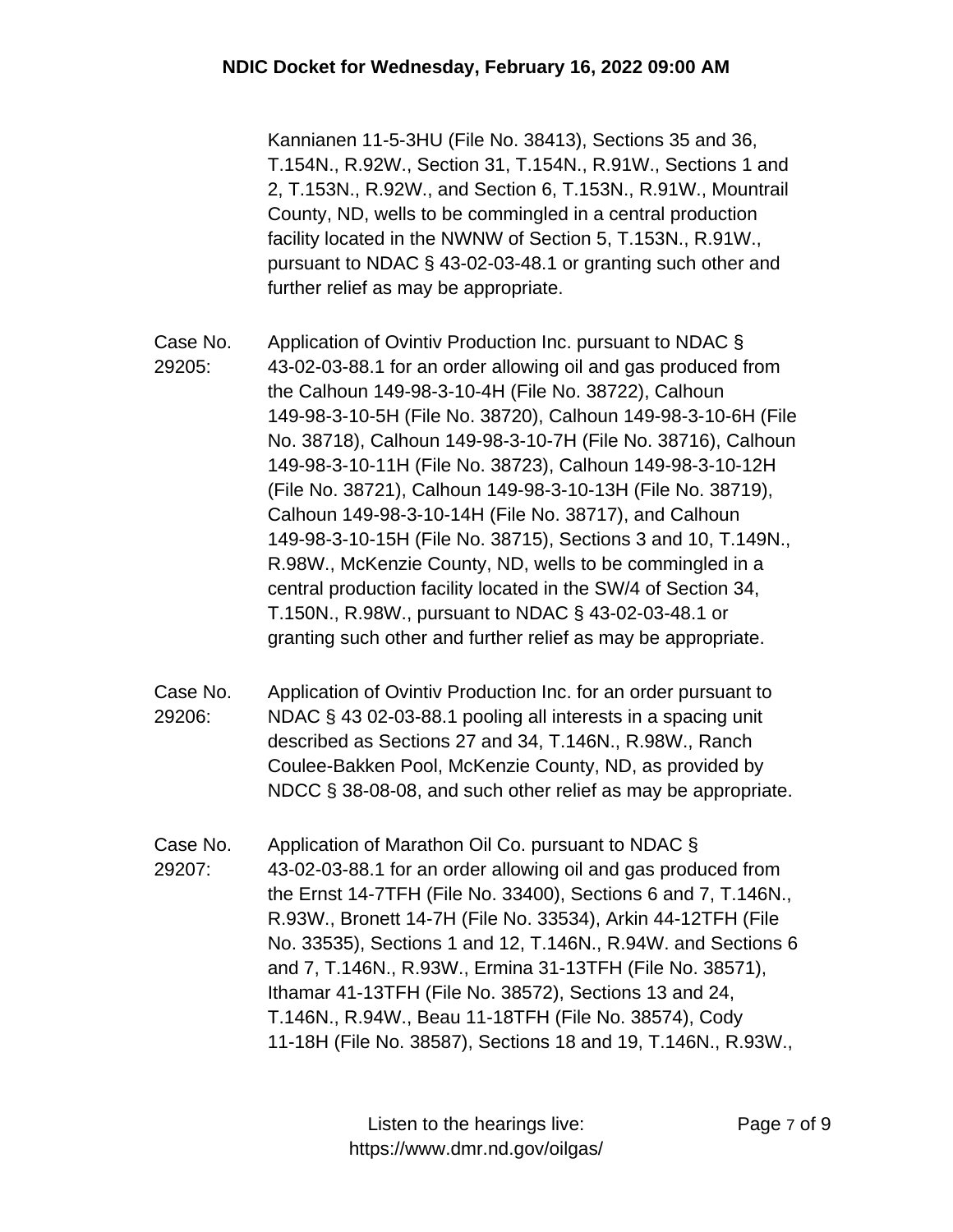Kannianen 11-5-3HU (File No. 38413), Sections 35 and 36, T.154N., R.92W., Section 31, T.154N., R.91W., Sections 1 and 2, T.153N., R.92W., and Section 6, T.153N., R.91W., Mountrail County, ND, wells to be commingled in a central production facility located in the NWNW of Section 5, T.153N., R.91W., pursuant to NDAC § 43-02-03-48.1 or granting such other and further relief as may be appropriate.

Case No. 29205: Application of Ovintiv Production Inc. pursuant to NDAC § 43-02-03-88.1 for an order allowing oil and gas produced from the Calhoun 149-98-3-10-4H (File No. 38722), Calhoun 149-98-3-10-5H (File No. 38720), Calhoun 149-98-3-10-6H (File No. 38718), Calhoun 149-98-3-10-7H (File No. 38716), Calhoun 149-98-3-10-11H (File No. 38723), Calhoun 149-98-3-10-12H (File No. 38721), Calhoun 149-98-3-10-13H (File No. 38719), Calhoun 149-98-3-10-14H (File No. 38717), and Calhoun 149-98-3-10-15H (File No. 38715), Sections 3 and 10, T.149N., R.98W., McKenzie County, ND, wells to be commingled in a central production facility located in the SW/4 of Section 34, T.150N., R.98W., pursuant to NDAC § 43-02-03-48.1 or granting such other and further relief as may be appropriate.

Case No. 29206: Application of Ovintiv Production Inc. for an order pursuant to NDAC § 43 02-03-88.1 pooling all interests in a spacing unit described as Sections 27 and 34, T.146N., R.98W., Ranch Coulee-Bakken Pool, McKenzie County, ND, as provided by NDCC § 38-08-08, and such other relief as may be appropriate.

Case No. 29207: Application of Marathon Oil Co. pursuant to NDAC § 43-02-03-88.1 for an order allowing oil and gas produced from the Ernst 14-7TFH (File No. 33400), Sections 6 and 7, T.146N., R.93W., Bronett 14-7H (File No. 33534), Arkin 44-12TFH (File No. 33535), Sections 1 and 12, T.146N., R.94W. and Sections 6 and 7, T.146N., R.93W., Ermina 31-13TFH (File No. 38571), Ithamar 41-13TFH (File No. 38572), Sections 13 and 24, T.146N., R.94W., Beau 11-18TFH (File No. 38574), Cody 11-18H (File No. 38587), Sections 18 and 19, T.146N., R.93W.,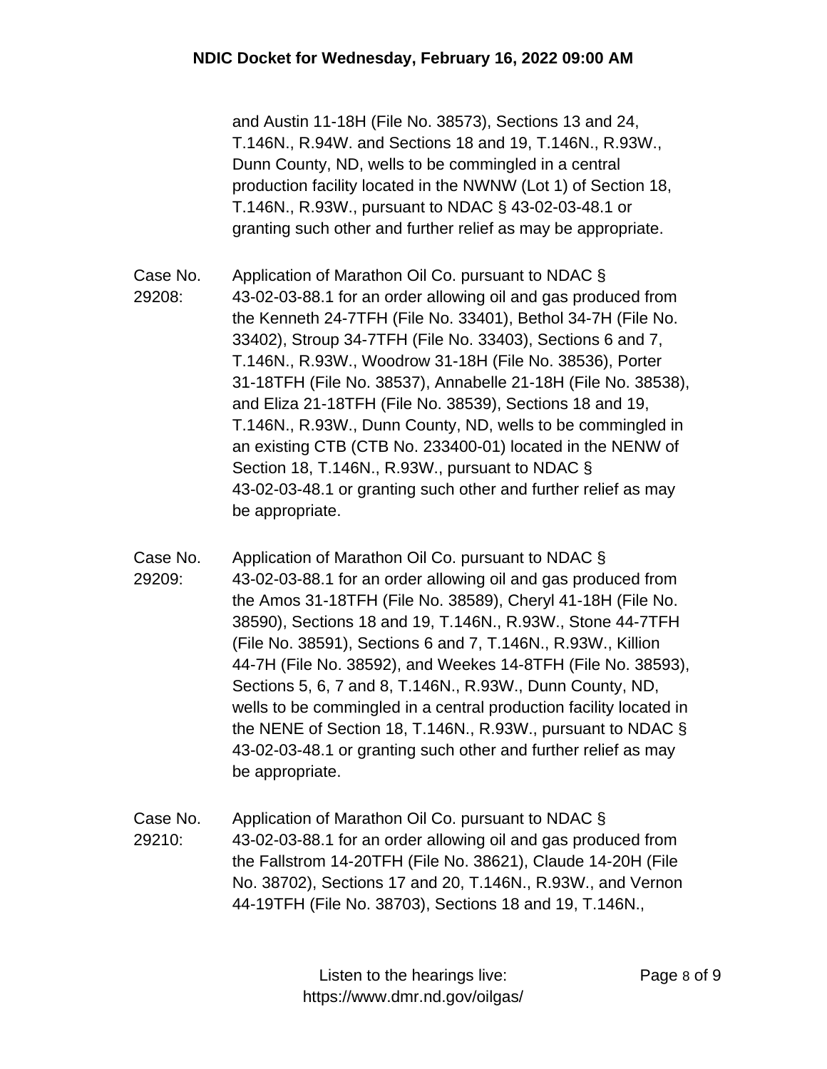and Austin 11-18H (File No. 38573), Sections 13 and 24, T.146N., R.94W. and Sections 18 and 19, T.146N., R.93W., Dunn County, ND, wells to be commingled in a central production facility located in the NWNW (Lot 1) of Section 18, T.146N., R.93W., pursuant to NDAC § 43-02-03-48.1 or granting such other and further relief as may be appropriate.

**Case No. 29208:** Application of Marathon Oil Co. pursuant to NDAC § 43-02-03-88.1 for an order allowing oil and gas produced from the Kenneth 24-7TFH (File No. 33401), Bethol 34-7H (File No. 33402), Stroup 34-7TFH (File No. 33403), Sections 6 and 7, T.146N., R.93W., Woodrow 31-18H (File No. 38536), Porter 31-18TFH (File No. 38537), Annabelle 21-18H (File No. 38538), and Eliza 21-18TFH (File No. 38539), Sections 18 and 19, T.146N., R.93W., Dunn County, ND, wells to be commingled in an existing CTB (CTB No. 233400-01) located in the NENW of Section 18, T.146N., R.93W., pursuant to NDAC § 43-02-03-48.1 or granting such other and further relief as may be appropriate.

**Case No. 29209:** Application of Marathon Oil Co. pursuant to NDAC § 43-02-03-88.1 for an order allowing oil and gas produced from the Amos 31-18TFH (File No. 38589), Cheryl 41-18H (File No. 38590), Sections 18 and 19, T.146N., R.93W., Stone 44-7TFH (File No. 38591), Sections 6 and 7, T.146N., R.93W., Killion 44-7H (File No. 38592), and Weekes 14-8TFH (File No. 38593), Sections 5, 6, 7 and 8, T.146N., R.93W., Dunn County, ND, wells to be commingled in a central production facility located in the NENE of Section 18, T.146N., R.93W., pursuant to NDAC § 43-02-03-48.1 or granting such other and further relief as may be appropriate.

**Case No. 29210:** Application of Marathon Oil Co. pursuant to NDAC § 43-02-03-88.1 for an order allowing oil and gas produced from the Fallstrom 14-20TFH (File No. 38621), Claude 14-20H (File No. 38702), Sections 17 and 20, T.146N., R.93W., and Vernon 44-19TFH (File No. 38703), Sections 18 and 19, T.146N.,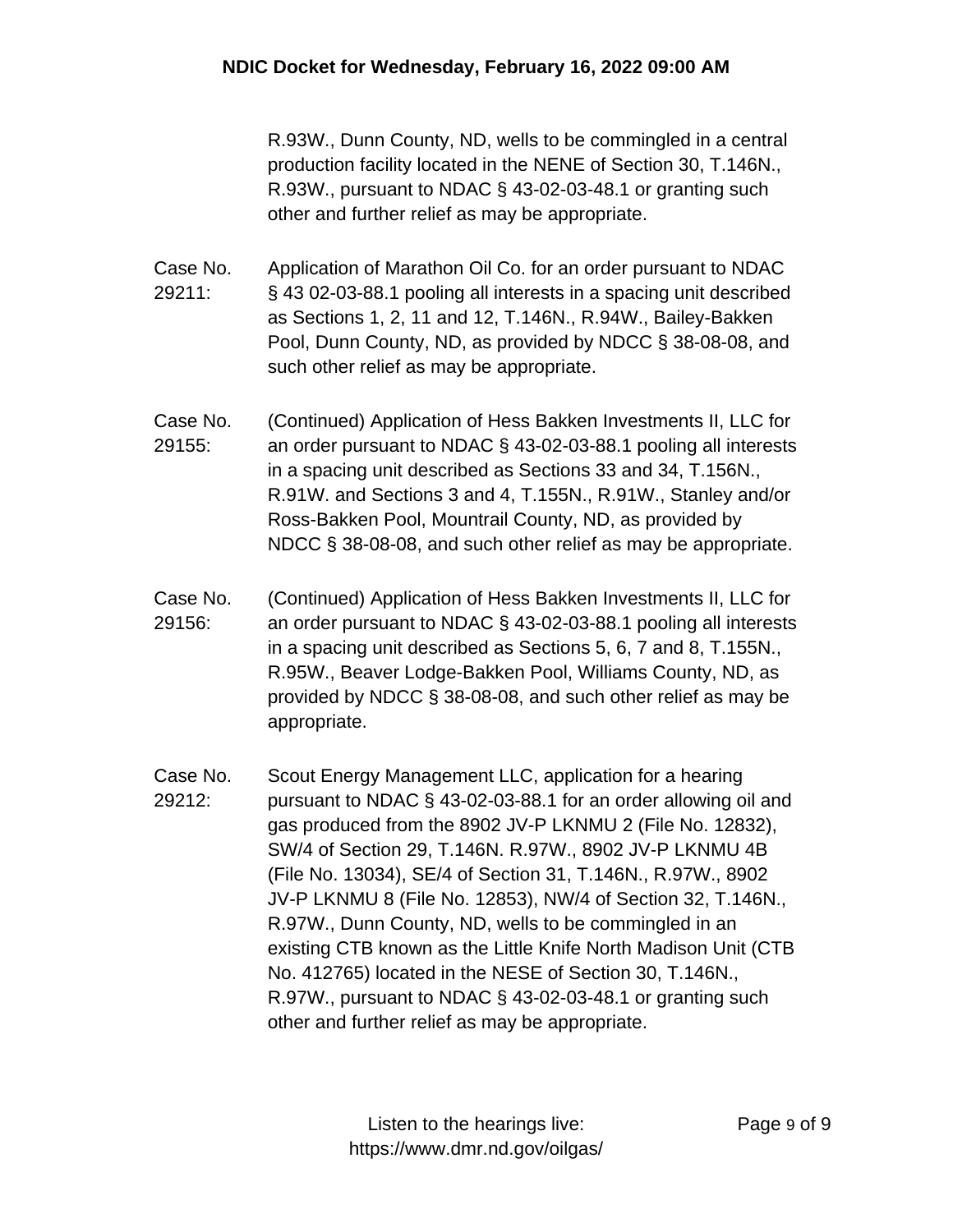R.93W., Dunn County, ND, wells to be commingled in a central production facility located in the NENE of Section 30, T.146N., R.93W., pursuant to NDAC § 43-02-03-48.1 or granting such other and further relief as may be appropriate.

Case No. 29211: Application of Marathon Oil Co. for an order pursuant to NDAC § 43 02-03-88.1 pooling all interests in a spacing unit described as Sections 1, 2, 11 and 12, T.146N., R.94W., Bailey-Bakken Pool, Dunn County, ND, as provided by NDCC § 38-08-08, and such other relief as may be appropriate.

Case No. 29155: (Continued) Application of Hess Bakken Investments II, LLC for an order pursuant to NDAC § 43-02-03-88.1 pooling all interests in a spacing unit described as Sections 33 and 34, T.156N., R.91W. and Sections 3 and 4, T.155N., R.91W., Stanley and/or Ross-Bakken Pool, Mountrail County, ND, as provided by NDCC § 38-08-08, and such other relief as may be appropriate.

Case No. 29156: (Continued) Application of Hess Bakken Investments II, LLC for an order pursuant to NDAC § 43-02-03-88.1 pooling all interests in a spacing unit described as Sections 5, 6, 7 and 8, T.155N., R.95W., Beaver Lodge-Bakken Pool, Williams County, ND, as provided by NDCC § 38-08-08, and such other relief as may be appropriate.

Case No. 29212: Scout Energy Management LLC, application for a hearing pursuant to NDAC § 43-02-03-88.1 for an order allowing oil and gas produced from the 8902 JV-P LKNMU 2 (File No. 12832), SW/4 of Section 29, T.146N. R.97W., 8902 JV-P LKNMU 4B (File No. 13034), SE/4 of Section 31, T.146N., R.97W., 8902 JV-P LKNMU 8 (File No. 12853), NW/4 of Section 32, T.146N., R.97W., Dunn County, ND, wells to be commingled in an existing CTB known as the Little Knife North Madison Unit (CTB No. 412765) located in the NESE of Section 30, T.146N., R.97W., pursuant to NDAC § 43-02-03-48.1 or granting such other and further relief as may be appropriate.